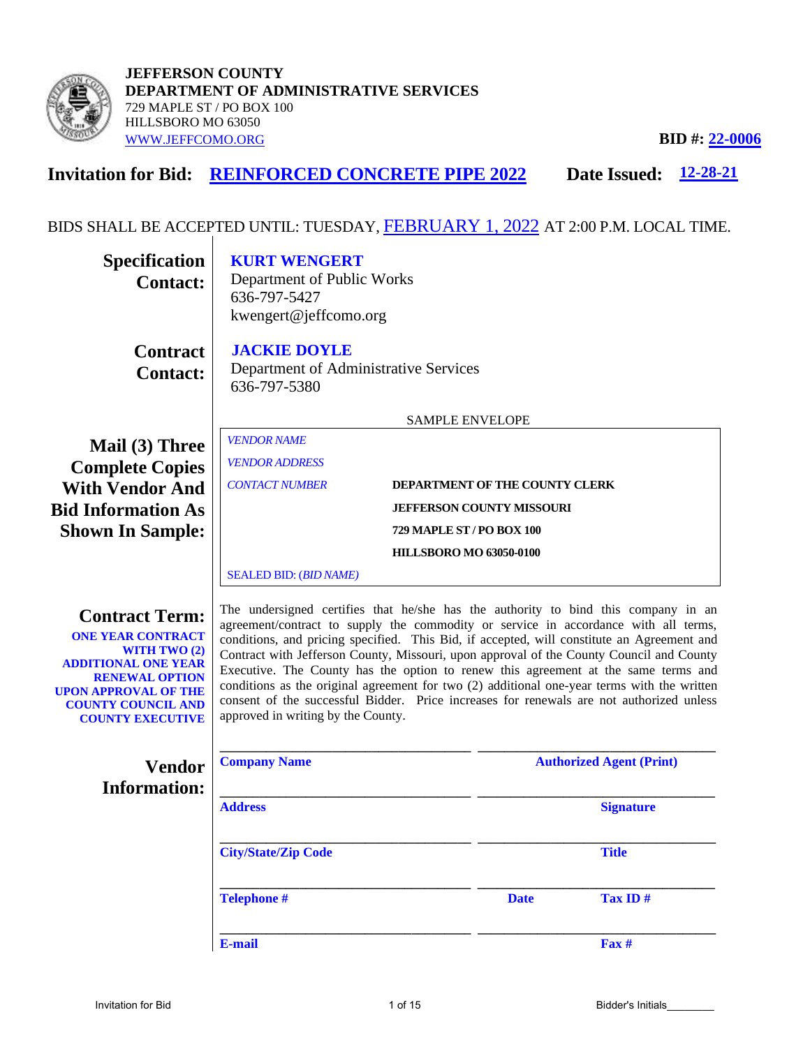**JEFFERSON COUNTY**
**DEPARTMENT OF ADMINISTRATIVE SERVICES**
729 MAPLE ST / PO BOX 100
HILLSBORO MO 63050
WWW.JEFFCOMO.ORG

**BID #: 22-0006**

## Invitation for Bid: REINFORCED CONCRETE PIPE 2022 — Date Issued: 12-28-21

BIDS SHALL BE ACCEPTED UNTIL: TUESDAY, FEBRUARY 1, 2022 AT 2:00 P.M. LOCAL TIME.

**Specification Contact:**
**KURT WENGERT**
Department of Public Works
636-797-5427
kwengert@jeffcomo.org

**Contract Contact:**
**JACKIE DOYLE**
Department of Administrative Services
636-797-5380

**Mail (3) Three Complete Copies With Vendor And Bid Information As Shown In Sample:**

SAMPLE ENVELOPE

*VENDOR NAME*
*VENDOR ADDRESS*
*CONTACT NUMBER*

**DEPARTMENT OF THE COUNTY CLERK**
**JEFFERSON COUNTY MISSOURI**
**729 MAPLE ST / PO BOX 100**
**HILLSBORO MO 63050-0100**

SEALED BID: (*BID NAME*)

**Contract Term:**
**ONE YEAR CONTRACT WITH TWO (2) ADDITIONAL ONE YEAR RENEWAL OPTION UPON APPROVAL OF THE COUNTY COUNCIL AND COUNTY EXECUTIVE**

The undersigned certifies that he/she has the authority to bind this company in an agreement/contract to supply the commodity or service in accordance with all terms, conditions, and pricing specified. This Bid, if accepted, will constitute an Agreement and Contract with Jefferson County, Missouri, upon approval of the County Council and County Executive. The County has the option to renew this agreement at the same terms and conditions as the original agreement for two (2) additional one-year terms with the written consent of the successful Bidder. Price increases for renewals are not authorized unless approved in writing by the County.

**Vendor Information:**

| | |
|---|---|
| ______________________ | ______________________ |
| **Company Name** | **Authorized Agent (Print)** |
| ______________________ | ______________________ |
| **Address** | **Signature** |
| ______________________ | ______________________ |
| **City/State/Zip Code** | **Title** |
| ______________________ | ______________________ |
| **Telephone #** | **Date** **Tax ID #** |
| ______________________ | ______________________ |
| **E-mail** | **Fax #** |

Bidder's Initials________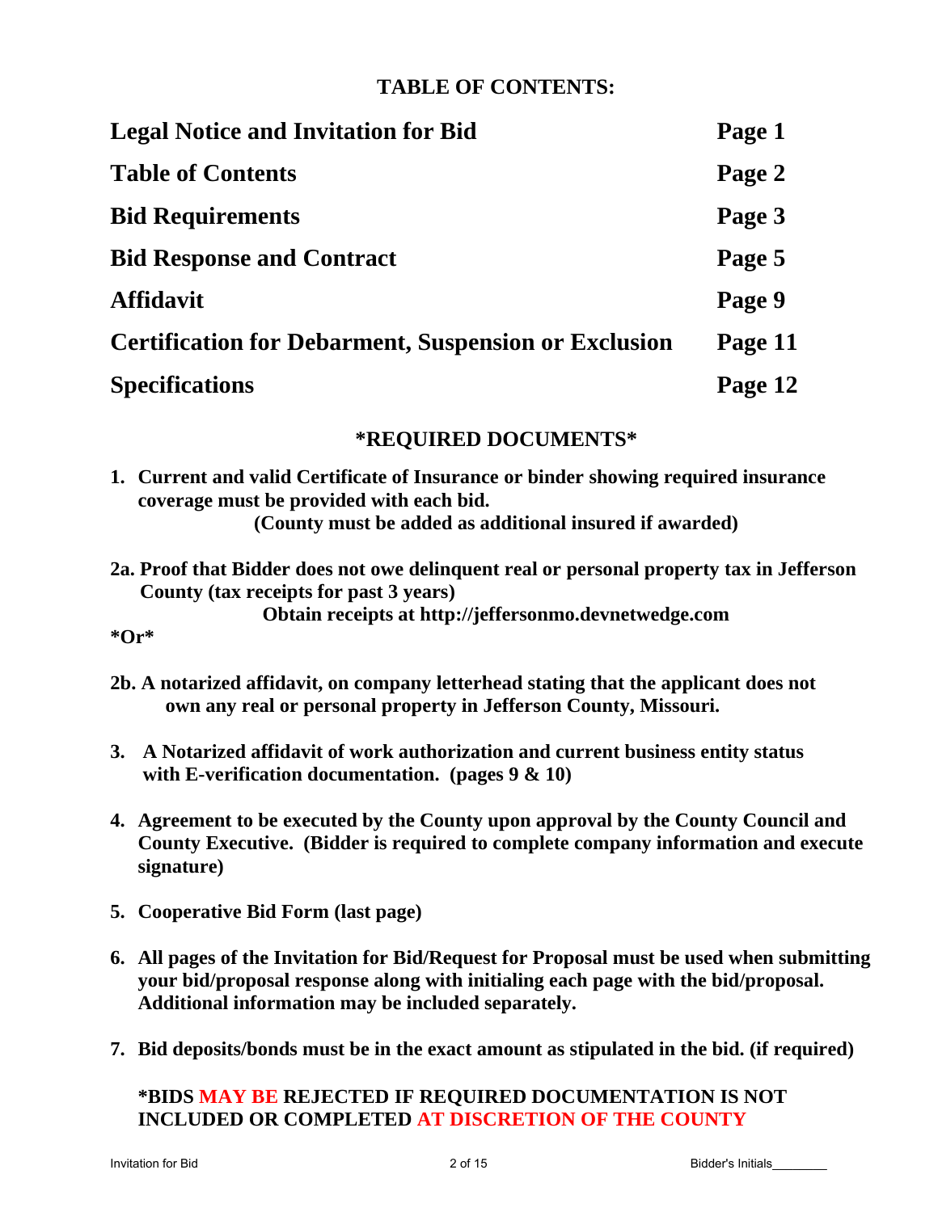# TABLE OF CONTENTS:

| | |
|---|---|
| **Legal Notice and Invitation for Bid** | **Page 1** |
| **Table of Contents** | **Page 2** |
| **Bid Requirements** | **Page 3** |
| **Bid Response and Contract** | **Page 5** |
| **Affidavit** | **Page 9** |
| **Certification for Debarment, Suspension or Exclusion** | **Page 11** |
| **Specifications** | **Page 12** |

## *REQUIRED DOCUMENTS*

**1. Current and valid Certificate of Insurance or binder showing required insurance coverage must be provided with each bid.**
**(County must be added as additional insured if awarded)**

**2a. Proof that Bidder does not owe delinquent real or personal property tax in Jefferson County (tax receipts for past 3 years)**
**Obtain receipts at http://jeffersonmo.devnetwedge.com**

***Or***

**2b. A notarized affidavit, on company letterhead stating that the applicant does not own any real or personal property in Jefferson County, Missouri.**

**3. A Notarized affidavit of work authorization and current business entity status with E-verification documentation. (pages 9 & 10)**

**4. Agreement to be executed by the County upon approval by the County Council and County Executive. (Bidder is required to complete company information and execute signature)**

**5. Cooperative Bid Form (last page)**

**6. All pages of the Invitation for Bid/Request for Proposal must be used when submitting your bid/proposal response along with initialing each page with the bid/proposal. Additional information may be included separately.**

**7. Bid deposits/bonds must be in the exact amount as stipulated in the bid. (if required)**

***BIDS MAY BE REJECTED IF REQUIRED DOCUMENTATION IS NOT INCLUDED OR COMPLETED AT DISCRETION OF THE COUNTY**

Bidder's Initials________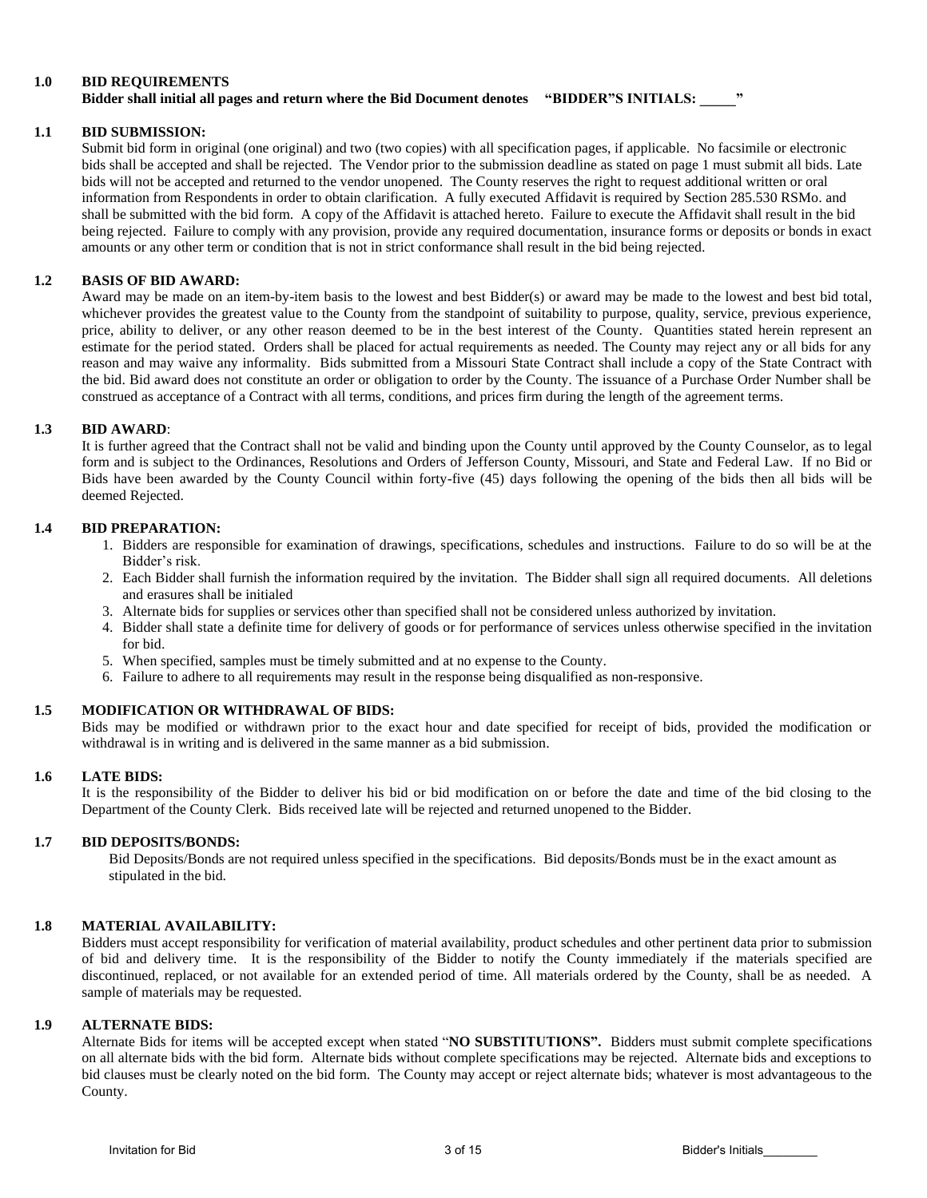## 1.0 BID REQUIREMENTS

**Bidder shall initial all pages and return where the Bid Document denotes "BIDDER"S INITIALS: _____"**

### 1.1 BID SUBMISSION:

Submit bid form in original (one original) and two (two copies) with all specification pages, if applicable. No facsimile or electronic bids shall be accepted and shall be rejected. The Vendor prior to the submission deadline as stated on page 1 must submit all bids. Late bids will not be accepted and returned to the vendor unopened. The County reserves the right to request additional written or oral information from Respondents in order to obtain clarification. A fully executed Affidavit is required by Section 285.530 RSMo. and shall be submitted with the bid form. A copy of the Affidavit is attached hereto. Failure to execute the Affidavit shall result in the bid being rejected. Failure to comply with any provision, provide any required documentation, insurance forms or deposits or bonds in exact amounts or any other term or condition that is not in strict conformance shall result in the bid being rejected.

### 1.2 BASIS OF BID AWARD:

Award may be made on an item-by-item basis to the lowest and best Bidder(s) or award may be made to the lowest and best bid total, whichever provides the greatest value to the County from the standpoint of suitability to purpose, quality, service, previous experience, price, ability to deliver, or any other reason deemed to be in the best interest of the County. Quantities stated herein represent an estimate for the period stated. Orders shall be placed for actual requirements as needed. The County may reject any or all bids for any reason and may waive any informality. Bids submitted from a Missouri State Contract shall include a copy of the State Contract with the bid. Bid award does not constitute an order or obligation to order by the County. The issuance of a Purchase Order Number shall be construed as acceptance of a Contract with all terms, conditions, and prices firm during the length of the agreement terms.

### 1.3 BID AWARD:

It is further agreed that the Contract shall not be valid and binding upon the County until approved by the County Counselor, as to legal form and is subject to the Ordinances, Resolutions and Orders of Jefferson County, Missouri, and State and Federal Law. If no Bid or Bids have been awarded by the County Council within forty-five (45) days following the opening of the bids then all bids will be deemed Rejected.

### 1.4 BID PREPARATION:

1. Bidders are responsible for examination of drawings, specifications, schedules and instructions. Failure to do so will be at the Bidder's risk.
2. Each Bidder shall furnish the information required by the invitation. The Bidder shall sign all required documents. All deletions and erasures shall be initialed
3. Alternate bids for supplies or services other than specified shall not be considered unless authorized by invitation.
4. Bidder shall state a definite time for delivery of goods or for performance of services unless otherwise specified in the invitation for bid.
5. When specified, samples must be timely submitted and at no expense to the County.
6. Failure to adhere to all requirements may result in the response being disqualified as non-responsive.

### 1.5 MODIFICATION OR WITHDRAWAL OF BIDS:

Bids may be modified or withdrawn prior to the exact hour and date specified for receipt of bids, provided the modification or withdrawal is in writing and is delivered in the same manner as a bid submission.

### 1.6 LATE BIDS:

It is the responsibility of the Bidder to deliver his bid or bid modification on or before the date and time of the bid closing to the Department of the County Clerk. Bids received late will be rejected and returned unopened to the Bidder.

### 1.7 BID DEPOSITS/BONDS:

Bid Deposits/Bonds are not required unless specified in the specifications. Bid deposits/Bonds must be in the exact amount as stipulated in the bid.

### 1.8 MATERIAL AVAILABILITY:

Bidders must accept responsibility for verification of material availability, product schedules and other pertinent data prior to submission of bid and delivery time. It is the responsibility of the Bidder to notify the County immediately if the materials specified are discontinued, replaced, or not available for an extended period of time. All materials ordered by the County, shall be as needed. A sample of materials may be requested.

### 1.9 ALTERNATE BIDS:

Alternate Bids for items will be accepted except when stated "**NO SUBSTITUTIONS".** Bidders must submit complete specifications on all alternate bids with the bid form. Alternate bids without complete specifications may be rejected. Alternate bids and exceptions to bid clauses must be clearly noted on the bid form. The County may accept or reject alternate bids; whatever is most advantageous to the County.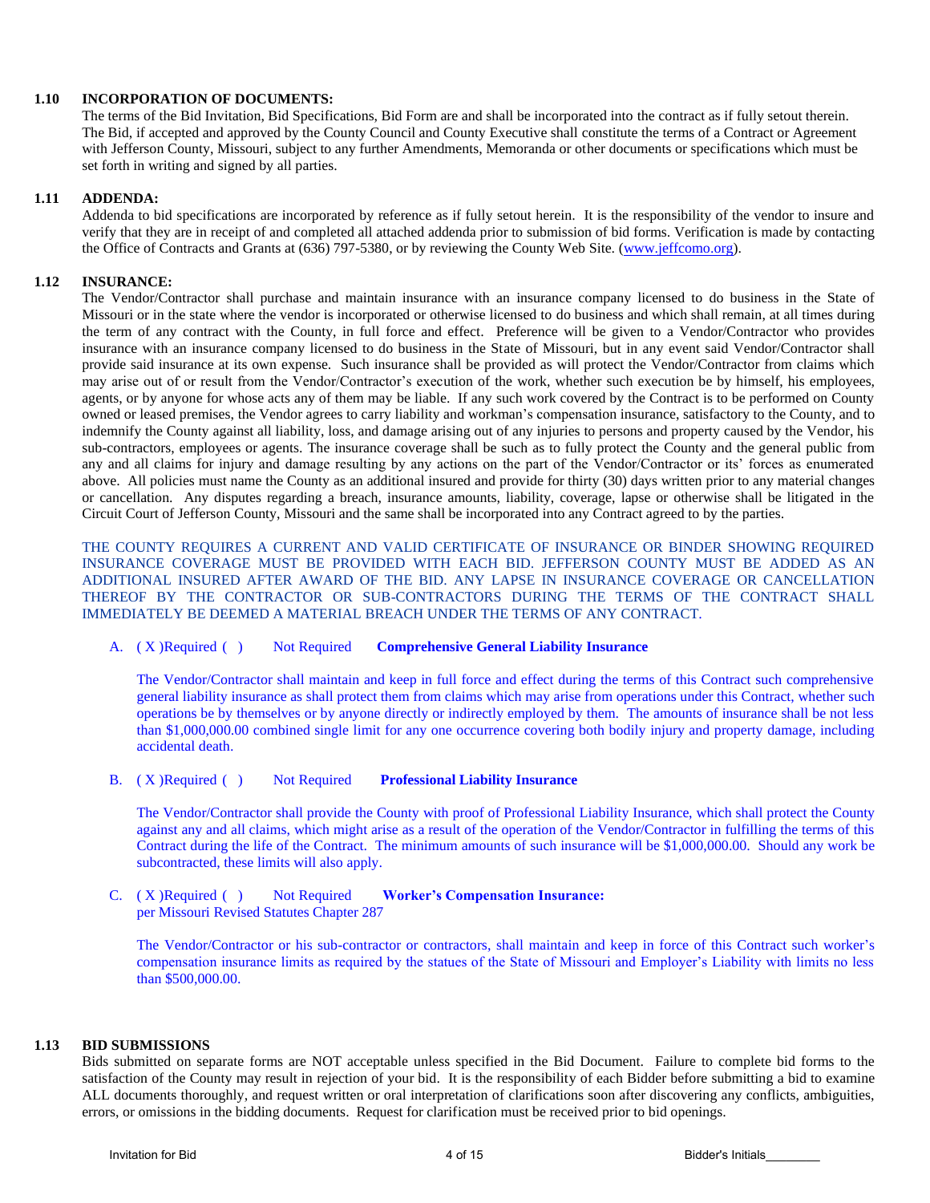**1.10 INCORPORATION OF DOCUMENTS:**

The terms of the Bid Invitation, Bid Specifications, Bid Form are and shall be incorporated into the contract as if fully setout therein. The Bid, if accepted and approved by the County Council and County Executive shall constitute the terms of a Contract or Agreement with Jefferson County, Missouri, subject to any further Amendments, Memoranda or other documents or specifications which must be set forth in writing and signed by all parties.

**1.11 ADDENDA:**

Addenda to bid specifications are incorporated by reference as if fully setout herein. It is the responsibility of the vendor to insure and verify that they are in receipt of and completed all attached addenda prior to submission of bid forms. Verification is made by contacting the Office of Contracts and Grants at (636) 797-5380, or by reviewing the County Web Site. (www.jeffcomo.org).

**1.12 INSURANCE:**

The Vendor/Contractor shall purchase and maintain insurance with an insurance company licensed to do business in the State of Missouri or in the state where the vendor is incorporated or otherwise licensed to do business and which shall remain, at all times during the term of any contract with the County, in full force and effect. Preference will be given to a Vendor/Contractor who provides insurance with an insurance company licensed to do business in the State of Missouri, but in any event said Vendor/Contractor shall provide said insurance at its own expense. Such insurance shall be provided as will protect the Vendor/Contractor from claims which may arise out of or result from the Vendor/Contractor's execution of the work, whether such execution be by himself, his employees, agents, or by anyone for whose acts any of them may be liable. If any such work covered by the Contract is to be performed on County owned or leased premises, the Vendor agrees to carry liability and workman's compensation insurance, satisfactory to the County, and to indemnify the County against all liability, loss, and damage arising out of any injuries to persons and property caused by the Vendor, his sub-contractors, employees or agents. The insurance coverage shall be such as to fully protect the County and the general public from any and all claims for injury and damage resulting by any actions on the part of the Vendor/Contractor or its' forces as enumerated above. All policies must name the County as an additional insured and provide for thirty (30) days written prior to any material changes or cancellation. Any disputes regarding a breach, insurance amounts, liability, coverage, lapse or otherwise shall be litigated in the Circuit Court of Jefferson County, Missouri and the same shall be incorporated into any Contract agreed to by the parties.

THE COUNTY REQUIRES A CURRENT AND VALID CERTIFICATE OF INSURANCE OR BINDER SHOWING REQUIRED INSURANCE COVERAGE MUST BE PROVIDED WITH EACH BID. JEFFERSON COUNTY MUST BE ADDED AS AN ADDITIONAL INSURED AFTER AWARD OF THE BID. ANY LAPSE IN INSURANCE COVERAGE OR CANCELLATION THEREOF BY THE CONTRACTOR OR SUB-CONTRACTORS DURING THE TERMS OF THE CONTRACT SHALL IMMEDIATELY BE DEEMED A MATERIAL BREACH UNDER THE TERMS OF ANY CONTRACT.

A. ( X )Required ( ) Not Required **Comprehensive General Liability Insurance**

The Vendor/Contractor shall maintain and keep in full force and effect during the terms of this Contract such comprehensive general liability insurance as shall protect them from claims which may arise from operations under this Contract, whether such operations be by themselves or by anyone directly or indirectly employed by them. The amounts of insurance shall be not less than $1,000,000.00 combined single limit for any one occurrence covering both bodily injury and property damage, including accidental death.

B. ( X )Required ( ) Not Required **Professional Liability Insurance**

The Vendor/Contractor shall provide the County with proof of Professional Liability Insurance, which shall protect the County against any and all claims, which might arise as a result of the operation of the Vendor/Contractor in fulfilling the terms of this Contract during the life of the Contract. The minimum amounts of such insurance will be $1,000,000.00. Should any work be subcontracted, these limits will also apply.

C. ( X )Required ( ) Not Required **Worker's Compensation Insurance:**
per Missouri Revised Statutes Chapter 287

The Vendor/Contractor or his sub-contractor or contractors, shall maintain and keep in force of this Contract such worker's compensation insurance limits as required by the statues of the State of Missouri and Employer's Liability with limits no less than $500,000.00.

**1.13 BID SUBMISSIONS**

Bids submitted on separate forms are NOT acceptable unless specified in the Bid Document. Failure to complete bid forms to the satisfaction of the County may result in rejection of your bid. It is the responsibility of each Bidder before submitting a bid to examine ALL documents thoroughly, and request written or oral interpretation of clarifications soon after discovering any conflicts, ambiguities, errors, or omissions in the bidding documents. Request for clarification must be received prior to bid openings.

Invitation for Bid Bidder's Initials________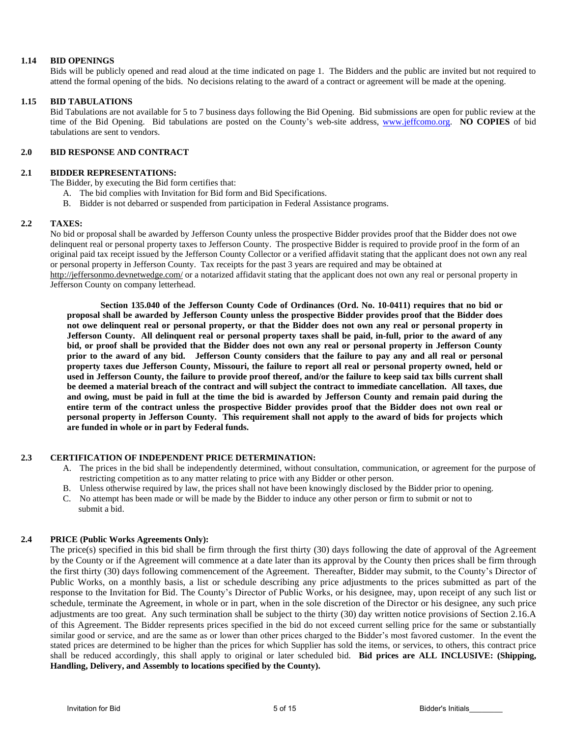### 1.14 BID OPENINGS

Bids will be publicly opened and read aloud at the time indicated on page 1. The Bidders and the public are invited but not required to attend the formal opening of the bids. No decisions relating to the award of a contract or agreement will be made at the opening.

### 1.15 BID TABULATIONS

Bid Tabulations are not available for 5 to 7 business days following the Bid Opening. Bid submissions are open for public review at the time of the Bid Opening. Bid tabulations are posted on the County's web-site address, www.jeffcomo.org. **NO COPIES** of bid tabulations are sent to vendors.

## 2.0 BID RESPONSE AND CONTRACT

### 2.1 BIDDER REPRESENTATIONS:

The Bidder, by executing the Bid form certifies that:

A. The bid complies with Invitation for Bid form and Bid Specifications.
B. Bidder is not debarred or suspended from participation in Federal Assistance programs.

### 2.2 TAXES:

No bid or proposal shall be awarded by Jefferson County unless the prospective Bidder provides proof that the Bidder does not owe delinquent real or personal property taxes to Jefferson County. The prospective Bidder is required to provide proof in the form of an original paid tax receipt issued by the Jefferson County Collector or a verified affidavit stating that the applicant does not own any real or personal property in Jefferson County. Tax receipts for the past 3 years are required and may be obtained at http://jeffersonmo.devnetwedge.com/ or a notarized affidavit stating that the applicant does not own any real or personal property in Jefferson County on company letterhead.

**Section 135.040 of the Jefferson County Code of Ordinances (Ord. No. 10-0411) requires that no bid or proposal shall be awarded by Jefferson County unless the prospective Bidder provides proof that the Bidder does not owe delinquent real or personal property, or that the Bidder does not own any real or personal property in Jefferson County. All delinquent real or personal property taxes shall be paid, in-full, prior to the award of any bid, or proof shall be provided that the Bidder does not own any real or personal property in Jefferson County prior to the award of any bid. Jefferson County considers that the failure to pay any and all real or personal property taxes due Jefferson County, Missouri, the failure to report all real or personal property owned, held or used in Jefferson County, the failure to provide proof thereof, and/or the failure to keep said tax bills current shall be deemed a material breach of the contract and will subject the contract to immediate cancellation. All taxes, due and owing, must be paid in full at the time the bid is awarded by Jefferson County and remain paid during the entire term of the contract unless the prospective Bidder provides proof that the Bidder does not own real or personal property in Jefferson County. This requirement shall not apply to the award of bids for projects which are funded in whole or in part by Federal funds.**

### 2.3 CERTIFICATION OF INDEPENDENT PRICE DETERMINATION:

A. The prices in the bid shall be independently determined, without consultation, communication, or agreement for the purpose of restricting competition as to any matter relating to price with any Bidder or other person.
B. Unless otherwise required by law, the prices shall not have been knowingly disclosed by the Bidder prior to opening.
C. No attempt has been made or will be made by the Bidder to induce any other person or firm to submit or not to submit a bid.

### 2.4 PRICE (Public Works Agreements Only):

The price(s) specified in this bid shall be firm through the first thirty (30) days following the date of approval of the Agreement by the County or if the Agreement will commence at a date later than its approval by the County then prices shall be firm through the first thirty (30) days following commencement of the Agreement. Thereafter, Bidder may submit, to the County's Director of Public Works, on a monthly basis, a list or schedule describing any price adjustments to the prices submitted as part of the response to the Invitation for Bid. The County's Director of Public Works, or his designee, may, upon receipt of any such list or schedule, terminate the Agreement, in whole or in part, when in the sole discretion of the Director or his designee, any such price adjustments are too great. Any such termination shall be subject to the thirty (30) day written notice provisions of Section 2.16.A of this Agreement. The Bidder represents prices specified in the bid do not exceed current selling price for the same or substantially similar good or service, and are the same as or lower than other prices charged to the Bidder's most favored customer. In the event the stated prices are determined to be higher than the prices for which Supplier has sold the items, or services, to others, this contract price shall be reduced accordingly, this shall apply to original or later scheduled bid. **Bid prices are ALL INCLUSIVE: (Shipping, Handling, Delivery, and Assembly to locations specified by the County).**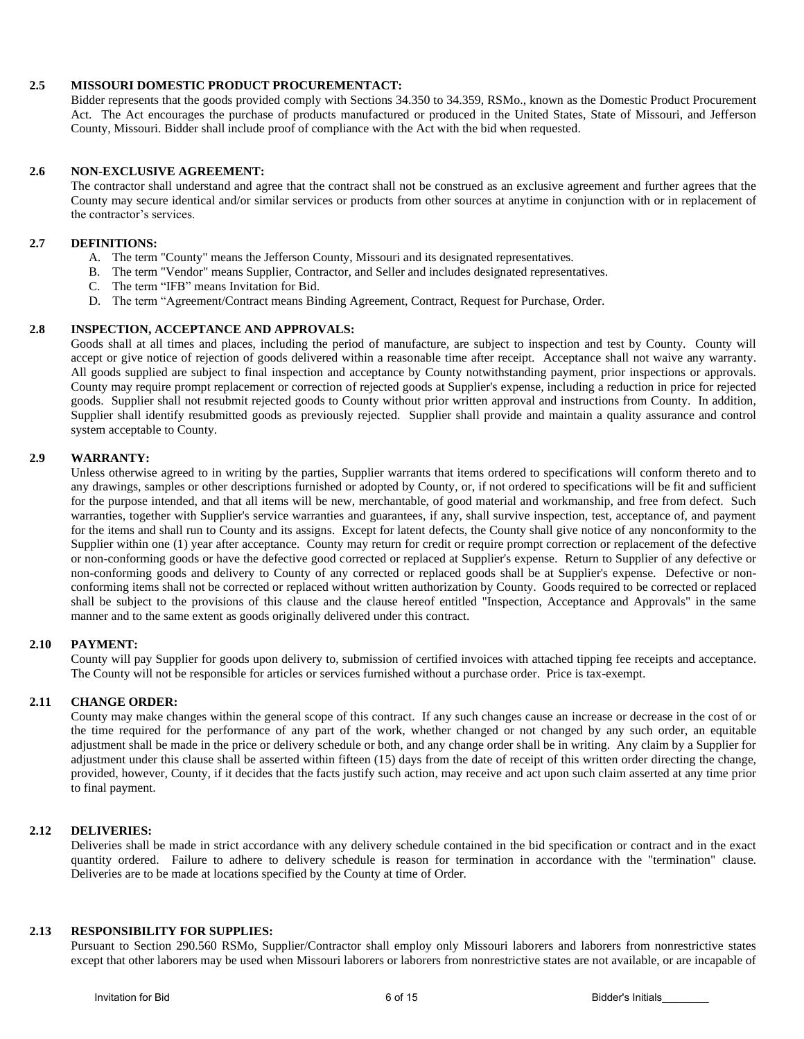### 2.5 MISSOURI DOMESTIC PRODUCT PROCUREMENTACT:

Bidder represents that the goods provided comply with Sections 34.350 to 34.359, RSMo., known as the Domestic Product Procurement Act. The Act encourages the purchase of products manufactured or produced in the United States, State of Missouri, and Jefferson County, Missouri. Bidder shall include proof of compliance with the Act with the bid when requested.

### 2.6 NON-EXCLUSIVE AGREEMENT:

The contractor shall understand and agree that the contract shall not be construed as an exclusive agreement and further agrees that the County may secure identical and/or similar services or products from other sources at anytime in conjunction with or in replacement of the contractor's services.

### 2.7 DEFINITIONS:

A. The term "County" means the Jefferson County, Missouri and its designated representatives.
B. The term "Vendor" means Supplier, Contractor, and Seller and includes designated representatives.
C. The term "IFB" means Invitation for Bid.
D. The term "Agreement/Contract means Binding Agreement, Contract, Request for Purchase, Order.

### 2.8 INSPECTION, ACCEPTANCE AND APPROVALS:

Goods shall at all times and places, including the period of manufacture, are subject to inspection and test by County. County will accept or give notice of rejection of goods delivered within a reasonable time after receipt. Acceptance shall not waive any warranty. All goods supplied are subject to final inspection and acceptance by County notwithstanding payment, prior inspections or approvals. County may require prompt replacement or correction of rejected goods at Supplier's expense, including a reduction in price for rejected goods. Supplier shall not resubmit rejected goods to County without prior written approval and instructions from County. In addition, Supplier shall identify resubmitted goods as previously rejected. Supplier shall provide and maintain a quality assurance and control system acceptable to County.

### 2.9 WARRANTY:

Unless otherwise agreed to in writing by the parties, Supplier warrants that items ordered to specifications will conform thereto and to any drawings, samples or other descriptions furnished or adopted by County, or, if not ordered to specifications will be fit and sufficient for the purpose intended, and that all items will be new, merchantable, of good material and workmanship, and free from defect. Such warranties, together with Supplier's service warranties and guarantees, if any, shall survive inspection, test, acceptance of, and payment for the items and shall run to County and its assigns. Except for latent defects, the County shall give notice of any nonconformity to the Supplier within one (1) year after acceptance. County may return for credit or require prompt correction or replacement of the defective or non-conforming goods or have the defective good corrected or replaced at Supplier's expense. Return to Supplier of any defective or non-conforming goods and delivery to County of any corrected or replaced goods shall be at Supplier's expense. Defective or non-conforming items shall not be corrected or replaced without written authorization by County. Goods required to be corrected or replaced shall be subject to the provisions of this clause and the clause hereof entitled "Inspection, Acceptance and Approvals" in the same manner and to the same extent as goods originally delivered under this contract.

### 2.10 PAYMENT:

County will pay Supplier for goods upon delivery to, submission of certified invoices with attached tipping fee receipts and acceptance. The County will not be responsible for articles or services furnished without a purchase order. Price is tax-exempt.

### 2.11 CHANGE ORDER:

County may make changes within the general scope of this contract. If any such changes cause an increase or decrease in the cost of or the time required for the performance of any part of the work, whether changed or not changed by any such order, an equitable adjustment shall be made in the price or delivery schedule or both, and any change order shall be in writing. Any claim by a Supplier for adjustment under this clause shall be asserted within fifteen (15) days from the date of receipt of this written order directing the change, provided, however, County, if it decides that the facts justify such action, may receive and act upon such claim asserted at any time prior to final payment.

### 2.12 DELIVERIES:

Deliveries shall be made in strict accordance with any delivery schedule contained in the bid specification or contract and in the exact quantity ordered. Failure to adhere to delivery schedule is reason for termination in accordance with the "termination" clause. Deliveries are to be made at locations specified by the County at time of Order.

### 2.13 RESPONSIBILITY FOR SUPPLIES:

Pursuant to Section 290.560 RSMo, Supplier/Contractor shall employ only Missouri laborers and laborers from nonrestrictive states except that other laborers may be used when Missouri laborers or laborers from nonrestrictive states are not available, or are incapable of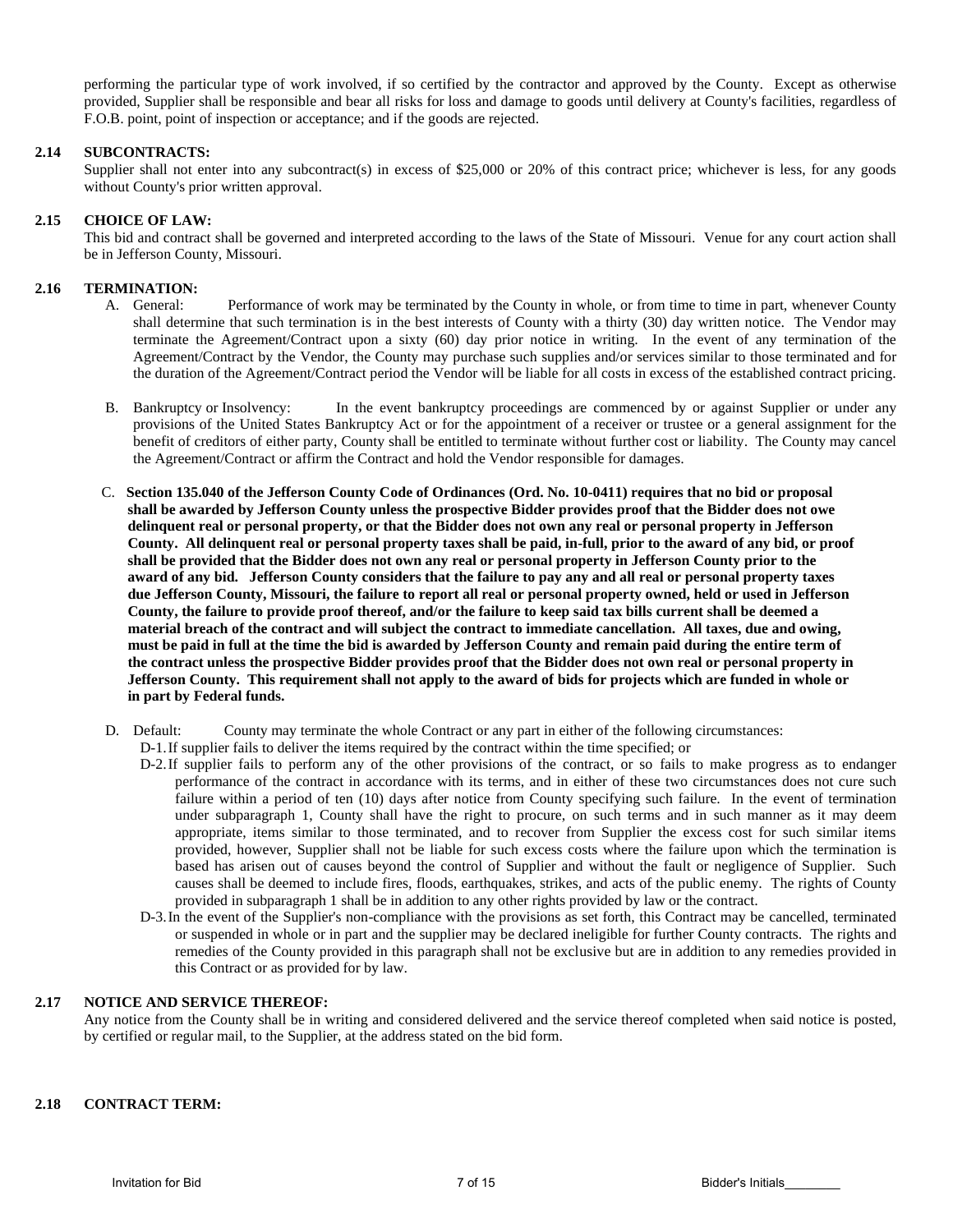performing the particular type of work involved, if so certified by the contractor and approved by the County. Except as otherwise provided, Supplier shall be responsible and bear all risks for loss and damage to goods until delivery at County's facilities, regardless of F.O.B. point, point of inspection or acceptance; and if the goods are rejected.

**2.14 SUBCONTRACTS:**

Supplier shall not enter into any subcontract(s) in excess of $25,000 or 20% of this contract price; whichever is less, for any goods without County's prior written approval.

**2.15 CHOICE OF LAW:**

This bid and contract shall be governed and interpreted according to the laws of the State of Missouri. Venue for any court action shall be in Jefferson County, Missouri.

**2.16 TERMINATION:**

A. General: Performance of work may be terminated by the County in whole, or from time to time in part, whenever County shall determine that such termination is in the best interests of County with a thirty (30) day written notice. The Vendor may terminate the Agreement/Contract upon a sixty (60) day prior notice in writing. In the event of any termination of the Agreement/Contract by the Vendor, the County may purchase such supplies and/or services similar to those terminated and for the duration of the Agreement/Contract period the Vendor will be liable for all costs in excess of the established contract pricing.

B. Bankruptcy or Insolvency: In the event bankruptcy proceedings are commenced by or against Supplier or under any provisions of the United States Bankruptcy Act or for the appointment of a receiver or trustee or a general assignment for the benefit of creditors of either party, County shall be entitled to terminate without further cost or liability. The County may cancel the Agreement/Contract or affirm the Contract and hold the Vendor responsible for damages.

C. **Section 135.040 of the Jefferson County Code of Ordinances (Ord. No. 10-0411) requires that no bid or proposal shall be awarded by Jefferson County unless the prospective Bidder provides proof that the Bidder does not owe delinquent real or personal property, or that the Bidder does not own any real or personal property in Jefferson County. All delinquent real or personal property taxes shall be paid, in-full, prior to the award of any bid, or proof shall be provided that the Bidder does not own any real or personal property in Jefferson County prior to the award of any bid. Jefferson County considers that the failure to pay any and all real or personal property taxes due Jefferson County, Missouri, the failure to report all real or personal property owned, held or used in Jefferson County, the failure to provide proof thereof, and/or the failure to keep said tax bills current shall be deemed a material breach of the contract and will subject the contract to immediate cancellation. All taxes, due and owing, must be paid in full at the time the bid is awarded by Jefferson County and remain paid during the entire term of the contract unless the prospective Bidder provides proof that the Bidder does not own real or personal property in Jefferson County. This requirement shall not apply to the award of bids for projects which are funded in whole or in part by Federal funds.**

D. Default: County may terminate the whole Contract or any part in either of the following circumstances:

D-1. If supplier fails to deliver the items required by the contract within the time specified; or

D-2. If supplier fails to perform any of the other provisions of the contract, or so fails to make progress as to endanger performance of the contract in accordance with its terms, and in either of these two circumstances does not cure such failure within a period of ten (10) days after notice from County specifying such failure. In the event of termination under subparagraph 1, County shall have the right to procure, on such terms and in such manner as it may deem appropriate, items similar to those terminated, and to recover from Supplier the excess cost for such similar items provided, however, Supplier shall not be liable for such excess costs where the failure upon which the termination is based has arisen out of causes beyond the control of Supplier and without the fault or negligence of Supplier. Such causes shall be deemed to include fires, floods, earthquakes, strikes, and acts of the public enemy. The rights of County provided in subparagraph 1 shall be in addition to any other rights provided by law or the contract.

D-3. In the event of the Supplier's non-compliance with the provisions as set forth, this Contract may be cancelled, terminated or suspended in whole or in part and the supplier may be declared ineligible for further County contracts. The rights and remedies of the County provided in this paragraph shall not be exclusive but are in addition to any remedies provided in this Contract or as provided for by law.

**2.17 NOTICE AND SERVICE THEREOF:**

Any notice from the County shall be in writing and considered delivered and the service thereof completed when said notice is posted, by certified or regular mail, to the Supplier, at the address stated on the bid form.

**2.18 CONTRACT TERM:**

Bidder's Initials________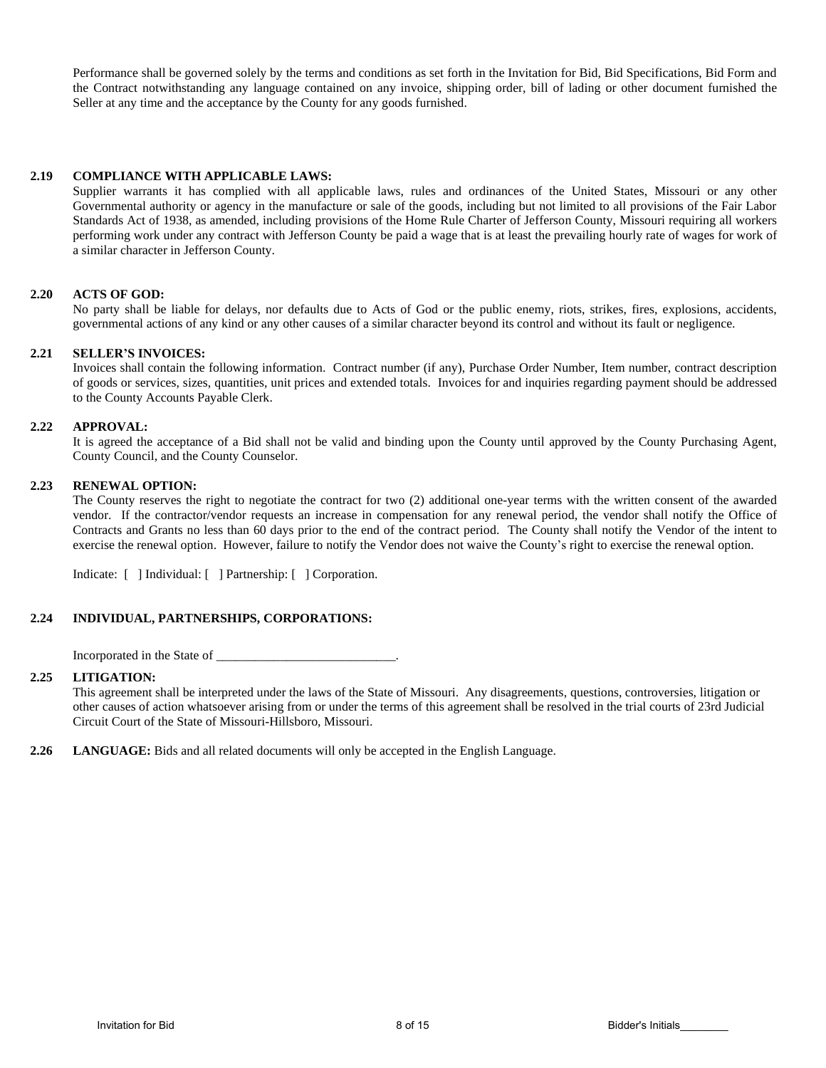Performance shall be governed solely by the terms and conditions as set forth in the Invitation for Bid, Bid Specifications, Bid Form and the Contract notwithstanding any language contained on any invoice, shipping order, bill of lading or other document furnished the Seller at any time and the acceptance by the County for any goods furnished.

**2.19 COMPLIANCE WITH APPLICABLE LAWS:**
Supplier warrants it has complied with all applicable laws, rules and ordinances of the United States, Missouri or any other Governmental authority or agency in the manufacture or sale of the goods, including but not limited to all provisions of the Fair Labor Standards Act of 1938, as amended, including provisions of the Home Rule Charter of Jefferson County, Missouri requiring all workers performing work under any contract with Jefferson County be paid a wage that is at least the prevailing hourly rate of wages for work of a similar character in Jefferson County.

**2.20 ACTS OF GOD:**
No party shall be liable for delays, nor defaults due to Acts of God or the public enemy, riots, strikes, fires, explosions, accidents, governmental actions of any kind or any other causes of a similar character beyond its control and without its fault or negligence.

**2.21 SELLER'S INVOICES:**
Invoices shall contain the following information. Contract number (if any), Purchase Order Number, Item number, contract description of goods or services, sizes, quantities, unit prices and extended totals. Invoices for and inquiries regarding payment should be addressed to the County Accounts Payable Clerk.

**2.22 APPROVAL:**
It is agreed the acceptance of a Bid shall not be valid and binding upon the County until approved by the County Purchasing Agent, County Council, and the County Counselor.

**2.23 RENEWAL OPTION:**
The County reserves the right to negotiate the contract for two (2) additional one-year terms with the written consent of the awarded vendor. If the contractor/vendor requests an increase in compensation for any renewal period, the vendor shall notify the Office of Contracts and Grants no less than 60 days prior to the end of the contract period. The County shall notify the Vendor of the intent to exercise the renewal option. However, failure to notify the Vendor does not waive the County's right to exercise the renewal option.

Indicate: [ ] Individual: [ ] Partnership: [ ] Corporation.

**2.24 INDIVIDUAL, PARTNERSHIPS, CORPORATIONS:**

Incorporated in the State of ____________________________.

**2.25 LITIGATION:**
This agreement shall be interpreted under the laws of the State of Missouri. Any disagreements, questions, controversies, litigation or other causes of action whatsoever arising from or under the terms of this agreement shall be resolved in the trial courts of 23rd Judicial Circuit Court of the State of Missouri-Hillsboro, Missouri.

**2.26 LANGUAGE:** Bids and all related documents will only be accepted in the English Language.

Bidder's Initials________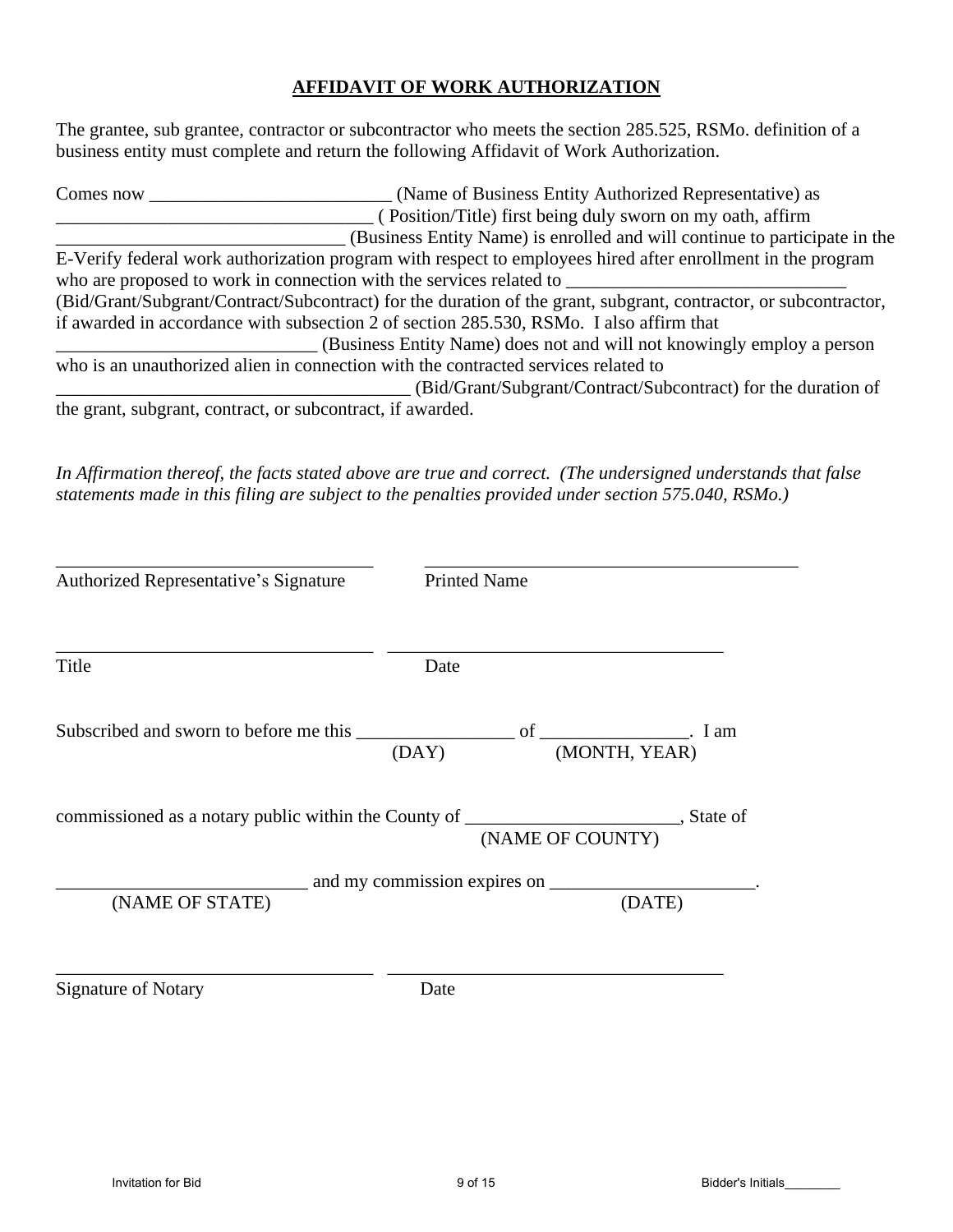## AFFIDAVIT OF WORK AUTHORIZATION

The grantee, sub grantee, contractor or subcontractor who meets the section 285.525, RSMo. definition of a business entity must complete and return the following Affidavit of Work Authorization.

Comes now __________________________ (Name of Business Entity Authorized Representative) as __________________________________ ( Position/Title) first being duly sworn on my oath, affirm _______________________________ (Business Entity Name) is enrolled and will continue to participate in the E-Verify federal work authorization program with respect to employees hired after enrollment in the program who are proposed to work in connection with the services related to ______________________________ (Bid/Grant/Subgrant/Contract/Subcontract) for the duration of the grant, subgrant, contractor, or subcontractor, if awarded in accordance with subsection 2 of section 285.530, RSMo. I also affirm that ____________________________ (Business Entity Name) does not and will not knowingly employ a person who is an unauthorized alien in connection with the contracted services related to ______________________________________ (Bid/Grant/Subgrant/Contract/Subcontract) for the duration of the grant, subgrant, contract, or subcontract, if awarded.

*In Affirmation thereof, the facts stated above are true and correct. (The undersigned understands that false statements made in this filing are subject to the penalties provided under section 575.040, RSMo.)*

___________________________________ ________________________________________

Authorized Representative's Signature Printed Name

___________________________________ ____________________________________

Title Date

Subscribed and sworn to before me this _________________ of ________________. I am
(DAY) (MONTH, YEAR)

commissioned as a notary public within the County of _______________________, State of
(NAME OF COUNTY)

__________________________ and my commission expires on ______________________.
(NAME OF STATE) (DATE)

___________________________________ ____________________________________

Signature of Notary Date

Invitation for Bid Bidder's Initials________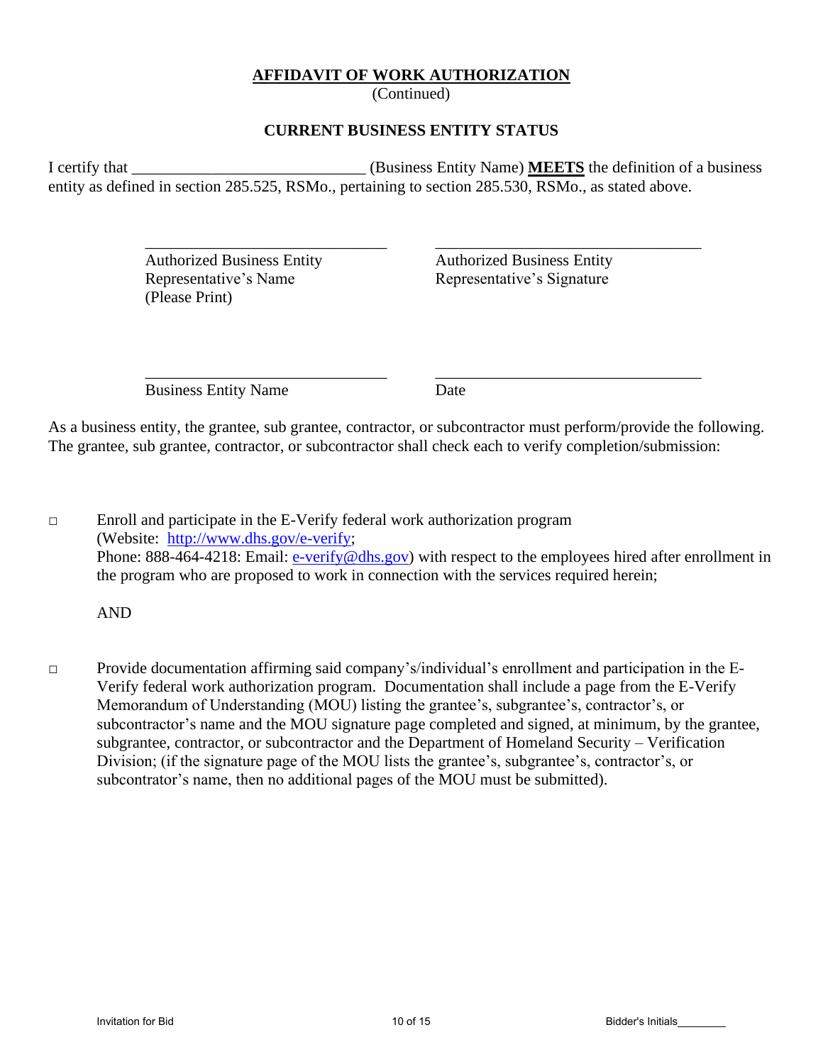# AFFIDAVIT OF WORK AUTHORIZATION

(Continued)

## CURRENT BUSINESS ENTITY STATUS

I certify that ______________________________ (Business Entity Name) **MEETS** the definition of a business entity as defined in section 285.525, RSMo., pertaining to section 285.530, RSMo., as stated above.

| _______________________________ | _______________________________ |
|---|---|
| Authorized Business Entity Representative's Name (Please Print) | Authorized Business Entity Representative's Signature |
| _______________________________ | _______________________________ |
| Business Entity Name | Date |

As a business entity, the grantee, sub grantee, contractor, or subcontractor must perform/provide the following. The grantee, sub grantee, contractor, or subcontractor shall check each to verify completion/submission:

□ Enroll and participate in the E-Verify federal work authorization program (Website: http://www.dhs.gov/e-verify; Phone: 888-464-4218: Email: e-verify@dhs.gov) with respect to the employees hired after enrollment in the program who are proposed to work in connection with the services required herein;

AND

□ Provide documentation affirming said company's/individual's enrollment and participation in the E-Verify federal work authorization program. Documentation shall include a page from the E-Verify Memorandum of Understanding (MOU) listing the grantee's, subgrantee's, contractor's, or subcontractor's name and the MOU signature page completed and signed, at minimum, by the grantee, subgrantee, contractor, or subcontractor and the Department of Homeland Security – Verification Division; (if the signature page of the MOU lists the grantee's, subgrantee's, contractor's, or subcontrator's name, then no additional pages of the MOU must be submitted).

Bidder's Initials________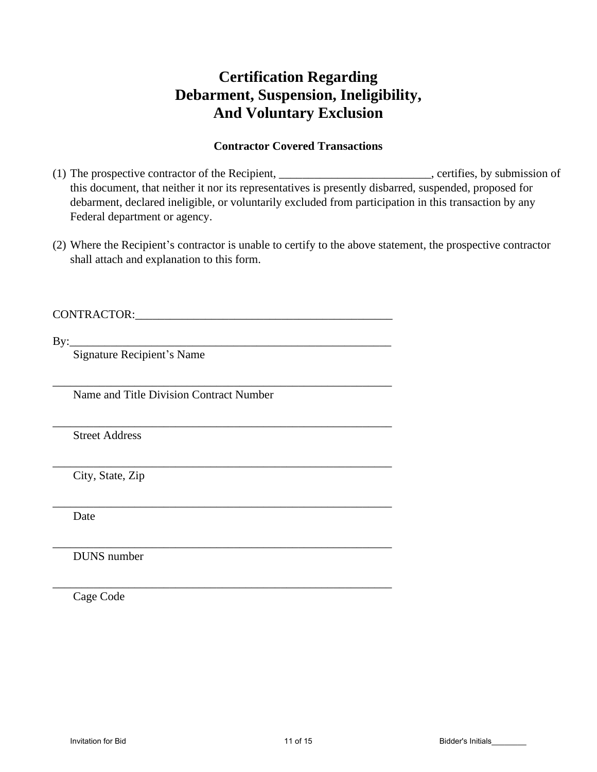# Certification Regarding
# Debarment, Suspension, Ineligibility,
# And Voluntary Exclusion

### Contractor Covered Transactions

(1) The prospective contractor of the Recipient, __________________________, certifies, by submission of this document, that neither it nor its representatives is presently disbarred, suspended, proposed for debarment, declared ineligible, or voluntarily excluded from participation in this transaction by any Federal department or agency.

(2) Where the Recipient's contractor is unable to certify to the above statement, the prospective contractor shall attach and explanation to this form.

CONTRACTOR:_____________________________________________

By:_________________________________________________________
Signature Recipient's Name

____________________________________________________________
Name and Title Division Contract Number

____________________________________________________________
Street Address

____________________________________________________________
City, State, Zip

____________________________________________________________
Date

____________________________________________________________
DUNS number

____________________________________________________________
Cage Code

Bidder's Initials________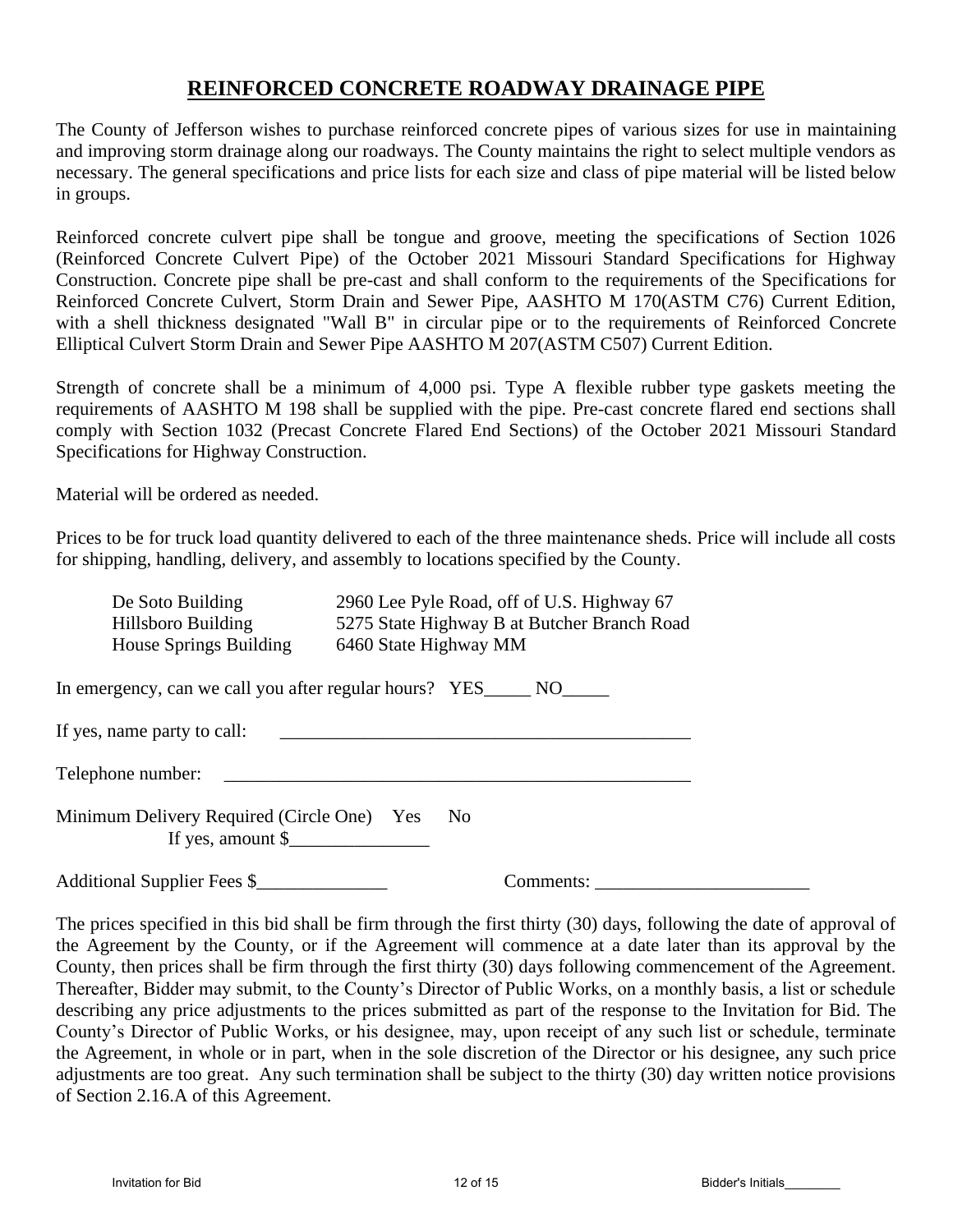# REINFORCED CONCRETE ROADWAY DRAINAGE PIPE

The County of Jefferson wishes to purchase reinforced concrete pipes of various sizes for use in maintaining and improving storm drainage along our roadways. The County maintains the right to select multiple vendors as necessary. The general specifications and price lists for each size and class of pipe material will be listed below in groups.

Reinforced concrete culvert pipe shall be tongue and groove, meeting the specifications of Section 1026 (Reinforced Concrete Culvert Pipe) of the October 2021 Missouri Standard Specifications for Highway Construction. Concrete pipe shall be pre-cast and shall conform to the requirements of the Specifications for Reinforced Concrete Culvert, Storm Drain and Sewer Pipe, AASHTO M 170(ASTM C76) Current Edition, with a shell thickness designated "Wall B" in circular pipe or to the requirements of Reinforced Concrete Elliptical Culvert Storm Drain and Sewer Pipe AASHTO M 207(ASTM C507) Current Edition.

Strength of concrete shall be a minimum of 4,000 psi. Type A flexible rubber type gaskets meeting the requirements of AASHTO M 198 shall be supplied with the pipe. Pre-cast concrete flared end sections shall comply with Section 1032 (Precast Concrete Flared End Sections) of the October 2021 Missouri Standard Specifications for Highway Construction.

Material will be ordered as needed.

Prices to be for truck load quantity delivered to each of the three maintenance sheds. Price will include all costs for shipping, handling, delivery, and assembly to locations specified by the County.

| | |
|---|---|
| De Soto Building | 2960 Lee Pyle Road, off of U.S. Highway 67 |
| Hillsboro Building | 5275 State Highway B at Butcher Branch Road |
| House Springs Building | 6460 State Highway MM |

In emergency, can we call you after regular hours? YES_____ NO_____

If yes, name party to call: _______________________________________________

Telephone number: ____________________________________________________

Minimum Delivery Required (Circle One) Yes No
If yes, amount $_______________

Additional Supplier Fees $______________ Comments: _______________________

The prices specified in this bid shall be firm through the first thirty (30) days, following the date of approval of the Agreement by the County, or if the Agreement will commence at a date later than its approval by the County, then prices shall be firm through the first thirty (30) days following commencement of the Agreement. Thereafter, Bidder may submit, to the County's Director of Public Works, on a monthly basis, a list or schedule describing any price adjustments to the prices submitted as part of the response to the Invitation for Bid. The County's Director of Public Works, or his designee, may, upon receipt of any such list or schedule, terminate the Agreement, in whole or in part, when in the sole discretion of the Director or his designee, any such price adjustments are too great. Any such termination shall be subject to the thirty (30) day written notice provisions of Section 2.16.A of this Agreement.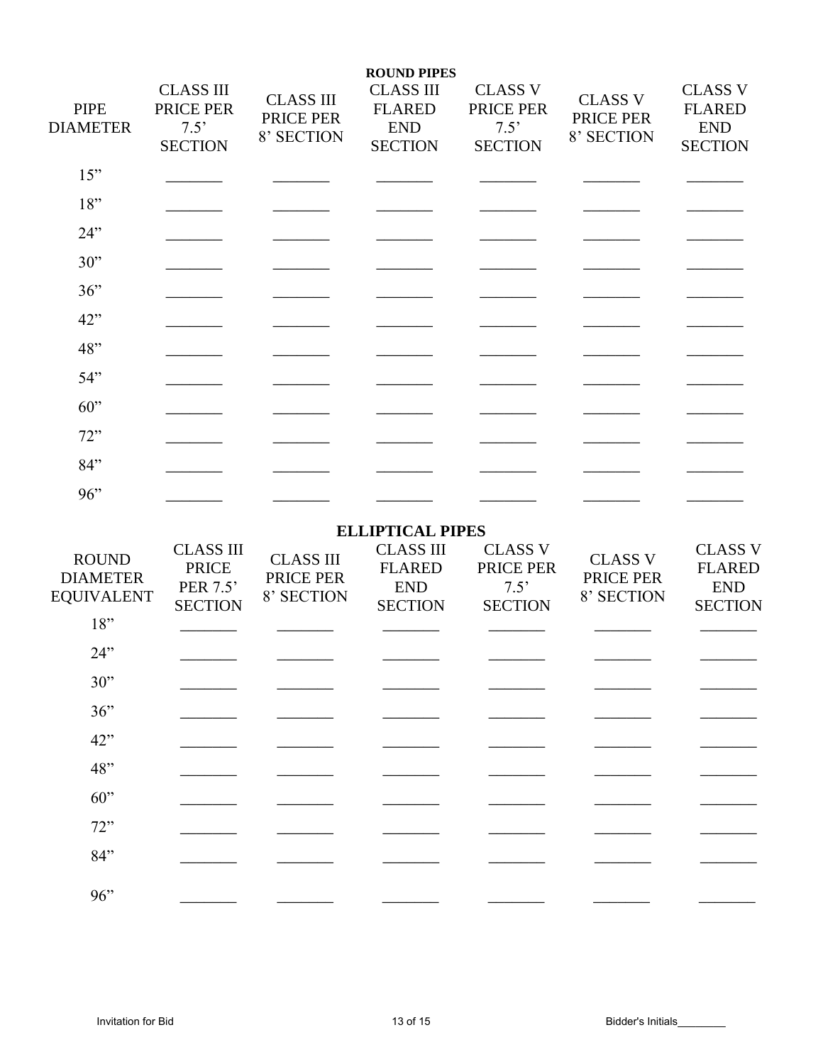**ROUND PIPES**

| PIPE DIAMETER | CLASS III PRICE PER 7.5' SECTION | CLASS III PRICE PER 8' SECTION | CLASS III FLARED END SECTION | CLASS V PRICE PER 7.5' SECTION | CLASS V PRICE PER 8' SECTION | CLASS V FLARED END SECTION |
|---|---|---|---|---|---|---|
| 15" | _______ | _______ | _______ | _______ | _______ | _______ |
| 18" | _______ | _______ | _______ | _______ | _______ | _______ |
| 24" | _______ | _______ | _______ | _______ | _______ | _______ |
| 30" | _______ | _______ | _______ | _______ | _______ | _______ |
| 36" | _______ | _______ | _______ | _______ | _______ | _______ |
| 42" | _______ | _______ | _______ | _______ | _______ | _______ |
| 48" | _______ | _______ | _______ | _______ | _______ | _______ |
| 54" | _______ | _______ | _______ | _______ | _______ | _______ |
| 60" | _______ | _______ | _______ | _______ | _______ | _______ |
| 72" | _______ | _______ | _______ | _______ | _______ | _______ |
| 84" | _______ | _______ | _______ | _______ | _______ | _______ |
| 96" | _______ | _______ | _______ | _______ | _______ | _______ |

**ELLIPTICAL PIPES**

| ROUND DIAMETER EQUIVALENT | CLASS III PRICE PER 7.5' SECTION | CLASS III PRICE PER 8' SECTION | CLASS III FLARED END SECTION | CLASS V PRICE PER 7.5' SECTION | CLASS V PRICE PER 8' SECTION | CLASS V FLARED END SECTION |
|---|---|---|---|---|---|---|
| 18" | _______ | _______ | _______ | _______ | _______ | _______ |
| 24" | _______ | _______ | _______ | _______ | _______ | _______ |
| 30" | _______ | _______ | _______ | _______ | _______ | _______ |
| 36" | _______ | _______ | _______ | _______ | _______ | _______ |
| 42" | _______ | _______ | _______ | _______ | _______ | _______ |
| 48" | _______ | _______ | _______ | _______ | _______ | _______ |
| 60" | _______ | _______ | _______ | _______ | _______ | _______ |
| 72" | _______ | _______ | _______ | _______ | _______ | _______ |
| 84" | _______ | _______ | _______ | _______ | _______ | _______ |
| 96" | _______ | _______ | _______ | _______ | _______ | _______ |

Bidder's Initials________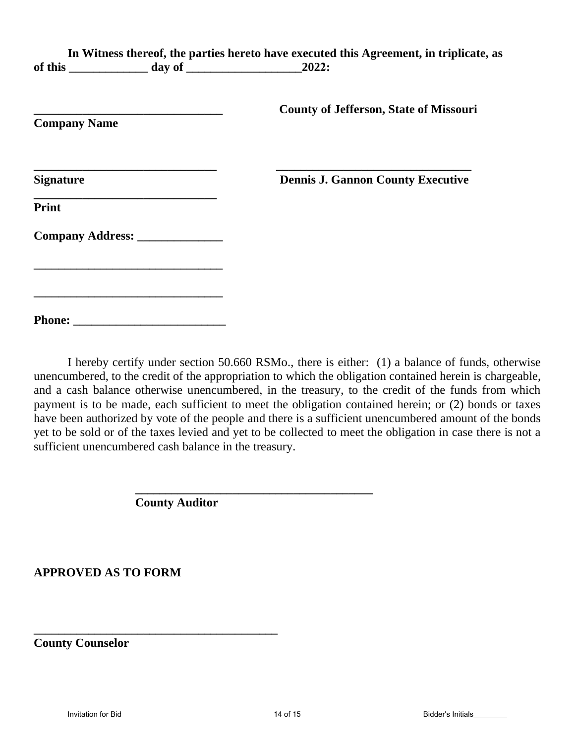**In Witness thereof, the parties hereto have executed this Agreement, in triplicate, as of this _____________ day of ___________________2022:**

| | |
|---|---|
| _______________________________ | **County of Jefferson, State of Missouri** |
| **Company Name** | |
| _______________________________ | _______________________________ |
| **Signature** | **Dennis J. Gannon County Executive** |
| _______________________________ | |
| **Print** | |

**Company Address: ______________**

**_______________________________**

**_______________________________**

**Phone: _________________________**

I hereby certify under section 50.660 RSMo., there is either: (1) a balance of funds, otherwise unencumbered, to the credit of the appropriation to which the obligation contained herein is chargeable, and a cash balance otherwise unencumbered, in the treasury, to the credit of the funds from which payment is to be made, each sufficient to meet the obligation contained herein; or (2) bonds or taxes have been authorized by vote of the people and there is a sufficient unencumbered amount of the bonds yet to be sold or of the taxes levied and yet to be collected to meet the obligation in case there is not a sufficient unencumbered cash balance in the treasury.

_______________________________________

**County Auditor**

**APPROVED AS TO FORM**

_________________________________________

**County Counselor**

Invitation for Bid Bidder's Initials________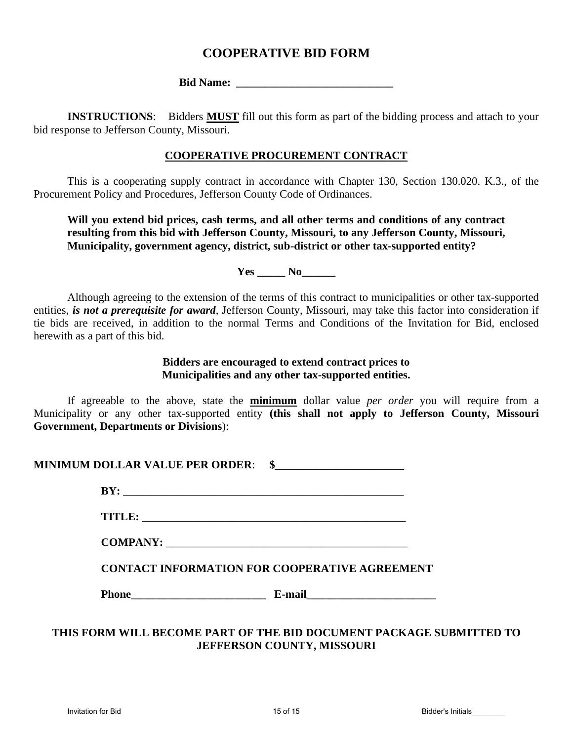# COOPERATIVE BID FORM

**Bid Name: ____________________________**

**INSTRUCTIONS**: Bidders **MUST** fill out this form as part of the bidding process and attach to your bid response to Jefferson County, Missouri.

## COOPERATIVE PROCUREMENT CONTRACT

This is a cooperating supply contract in accordance with Chapter 130, Section 130.020. K.3., of the Procurement Policy and Procedures, Jefferson County Code of Ordinances.

**Will you extend bid prices, cash terms, and all other terms and conditions of any contract resulting from this bid with Jefferson County, Missouri, to any Jefferson County, Missouri, Municipality, government agency, district, sub-district or other tax-supported entity?**

**Yes _____ No______**

Although agreeing to the extension of the terms of this contract to municipalities or other tax-supported entities, ***is not a prerequisite for award***, Jefferson County, Missouri, may take this factor into consideration if tie bids are received, in addition to the normal Terms and Conditions of the Invitation for Bid, enclosed herewith as a part of this bid.

**Bidders are encouraged to extend contract prices to Municipalities and any other tax-supported entities.**

If agreeable to the above, state the **minimum** dollar value *per order* you will require from a Municipality or any other tax-supported entity **(this shall not apply to Jefferson County, Missouri Government, Departments or Divisions)**:

**MINIMUM DOLLAR VALUE PER ORDER**: **$**______________________

**BY:** ___________________________________________________

**TITLE:** ________________________________________________

**COMPANY:** _____________________________________________

**CONTACT INFORMATION FOR COOPERATIVE AGREEMENT**

**Phone________________________ E-mail_______________________**

**THIS FORM WILL BECOME PART OF THE BID DOCUMENT PACKAGE SUBMITTED TO JEFFERSON COUNTY, MISSOURI**

Bidder's Initials________